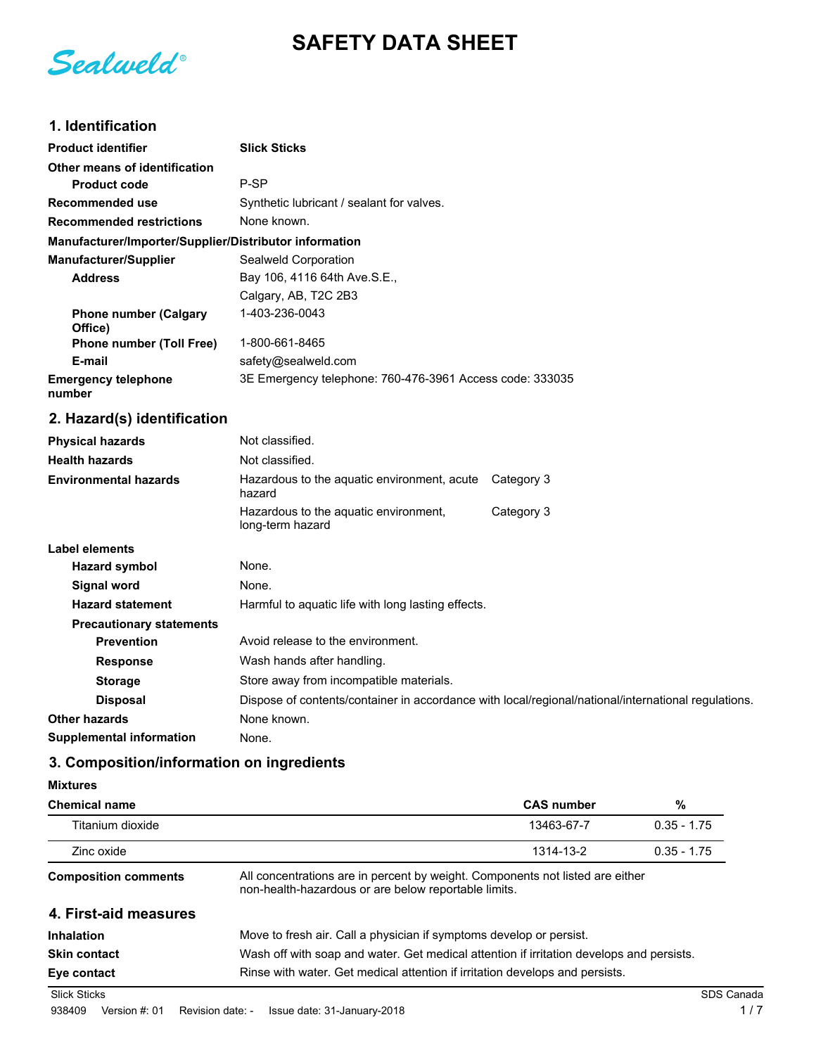# SAFETY DATA SHEET

Sealweld®

## 1. Identification

| | |
|---|---|
| **Product identifier** | **Slick Sticks** |
| **Other means of identification** | |
| **Product code** | P-SP |
| **Recommended use** | Synthetic lubricant / sealant for valves. |
| **Recommended restrictions** | None known. |

**Manufacturer/Importer/Supplier/Distributor information**

| | |
|---|---|
| **Manufacturer/Supplier** | Sealweld Corporation |
| **Address** | Bay 106, 4116 64th Ave.S.E., Calgary, AB, T2C 2B3 |
| **Phone number (Calgary Office)** | 1-403-236-0043 |
| **Phone number (Toll Free)** | 1-800-661-8465 |
| **E-mail** | safety@sealweld.com |
| **Emergency telephone number** | 3E Emergency telephone: 760-476-3961 Access code: 333035 |

## 2. Hazard(s) identification

| | | |
|---|---|---|
| **Physical hazards** | Not classified. | |
| **Health hazards** | Not classified. | |
| **Environmental hazards** | Hazardous to the aquatic environment, acute hazard | Category 3 |
| | Hazardous to the aquatic environment, long-term hazard | Category 3 |

**Label elements**

| | |
|---|---|
| **Hazard symbol** | None. |
| **Signal word** | None. |
| **Hazard statement** | Harmful to aquatic life with long lasting effects. |
| **Precautionary statements** | |
| **Prevention** | Avoid release to the environment. |
| **Response** | Wash hands after handling. |
| **Storage** | Store away from incompatible materials. |
| **Disposal** | Dispose of contents/container in accordance with local/regional/national/international regulations. |
| **Other hazards** | None known. |
| **Supplemental information** | None. |

## 3. Composition/information on ingredients

**Mixtures**

| Chemical name | CAS number | % |
|---|---|---|
| Titanium dioxide | 13463-67-7 | 0.35 - 1.75 |
| Zinc oxide | 1314-13-2 | 0.35 - 1.75 |

**Composition comments** All concentrations are in percent by weight. Components not listed are either non-health-hazardous or are below reportable limits.

## 4. First-aid measures

| | |
|---|---|
| **Inhalation** | Move to fresh air. Call a physician if symptoms develop or persist. |
| **Skin contact** | Wash off with soap and water. Get medical attention if irritation develops and persists. |
| **Eye contact** | Rinse with water. Get medical attention if irritation develops and persists. |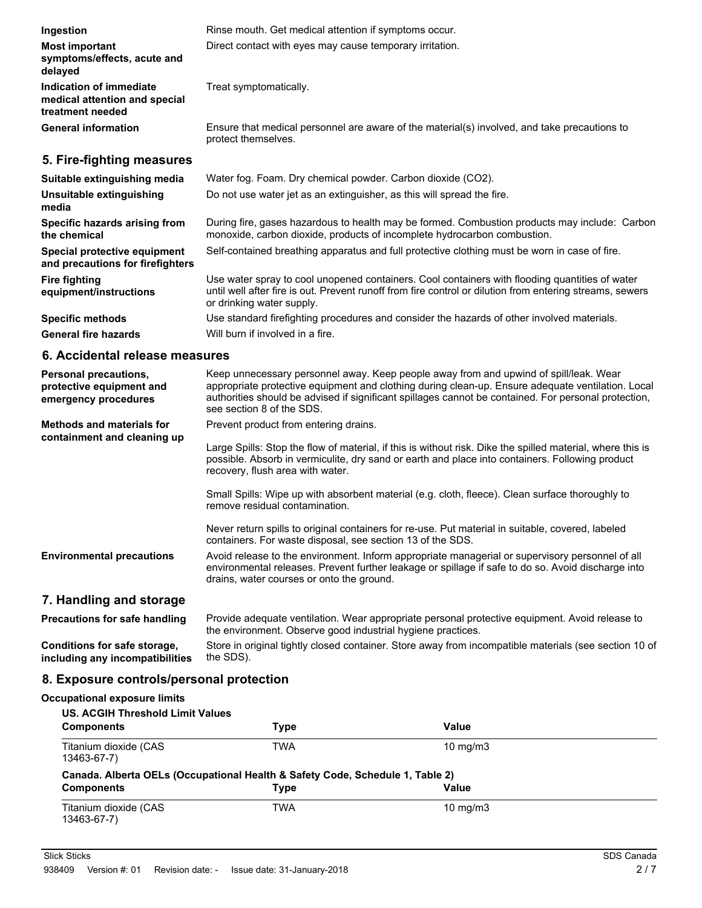**Ingestion** Rinse mouth. Get medical attention if symptoms occur.

**Most important symptoms/effects, acute and delayed** Direct contact with eyes may cause temporary irritation.

**Indication of immediate medical attention and special treatment needed** Treat symptomatically.

**General information** Ensure that medical personnel are aware of the material(s) involved, and take precautions to protect themselves.

## 5. Fire-fighting measures

**Suitable extinguishing media** Water fog. Foam. Dry chemical powder. Carbon dioxide ($CO_2$).

**Unsuitable extinguishing media** Do not use water jet as an extinguisher, as this will spread the fire.

**Specific hazards arising from the chemical** During fire, gases hazardous to health may be formed. Combustion products may include: Carbon monoxide, carbon dioxide, products of incomplete hydrocarbon combustion.

**Special protective equipment and precautions for firefighters** Self-contained breathing apparatus and full protective clothing must be worn in case of fire.

**Fire fighting equipment/instructions** Use water spray to cool unopened containers. Cool containers with flooding quantities of water until well after fire is out. Prevent runoff from fire control or dilution from entering streams, sewers or drinking water supply.

**Specific methods** Use standard firefighting procedures and consider the hazards of other involved materials.

**General fire hazards** Will burn if involved in a fire.

## 6. Accidental release measures

**Personal precautions, protective equipment and emergency procedures** Keep unnecessary personnel away. Keep people away from and upwind of spill/leak. Wear appropriate protective equipment and clothing during clean-up. Ensure adequate ventilation. Local authorities should be advised if significant spillages cannot be contained. For personal protection, see section 8 of the SDS.

**Methods and materials for containment and cleaning up** Prevent product from entering drains.

Large Spills: Stop the flow of material, if this is without risk. Dike the spilled material, where this is possible. Absorb in vermiculite, dry sand or earth and place into containers. Following product recovery, flush area with water.

Small Spills: Wipe up with absorbent material (e.g. cloth, fleece). Clean surface thoroughly to remove residual contamination.

Never return spills to original containers for re-use. Put material in suitable, covered, labeled containers. For waste disposal, see section 13 of the SDS.

**Environmental precautions** Avoid release to the environment. Inform appropriate managerial or supervisory personnel of all environmental releases. Prevent further leakage or spillage if safe to do so. Avoid discharge into drains, water courses or onto the ground.

## 7. Handling and storage

**Precautions for safe handling** Provide adequate ventilation. Wear appropriate personal protective equipment. Avoid release to the environment. Observe good industrial hygiene practices.

**Conditions for safe storage, including any incompatibilities** Store in original tightly closed container. Store away from incompatible materials (see section 10 of the SDS).

## 8. Exposure controls/personal protection

**Occupational exposure limits**

**US. ACGIH Threshold Limit Values**

| Components | Type | Value |
| --- | --- | --- |
| Titanium dioxide (CAS 13463-67-7) | TWA | 10 mg/m3 |

**Canada. Alberta OELs (Occupational Health & Safety Code, Schedule 1, Table 2)**

| Components | Type | Value |
| --- | --- | --- |
| Titanium dioxide (CAS 13463-67-7) | TWA | 10 mg/m3 |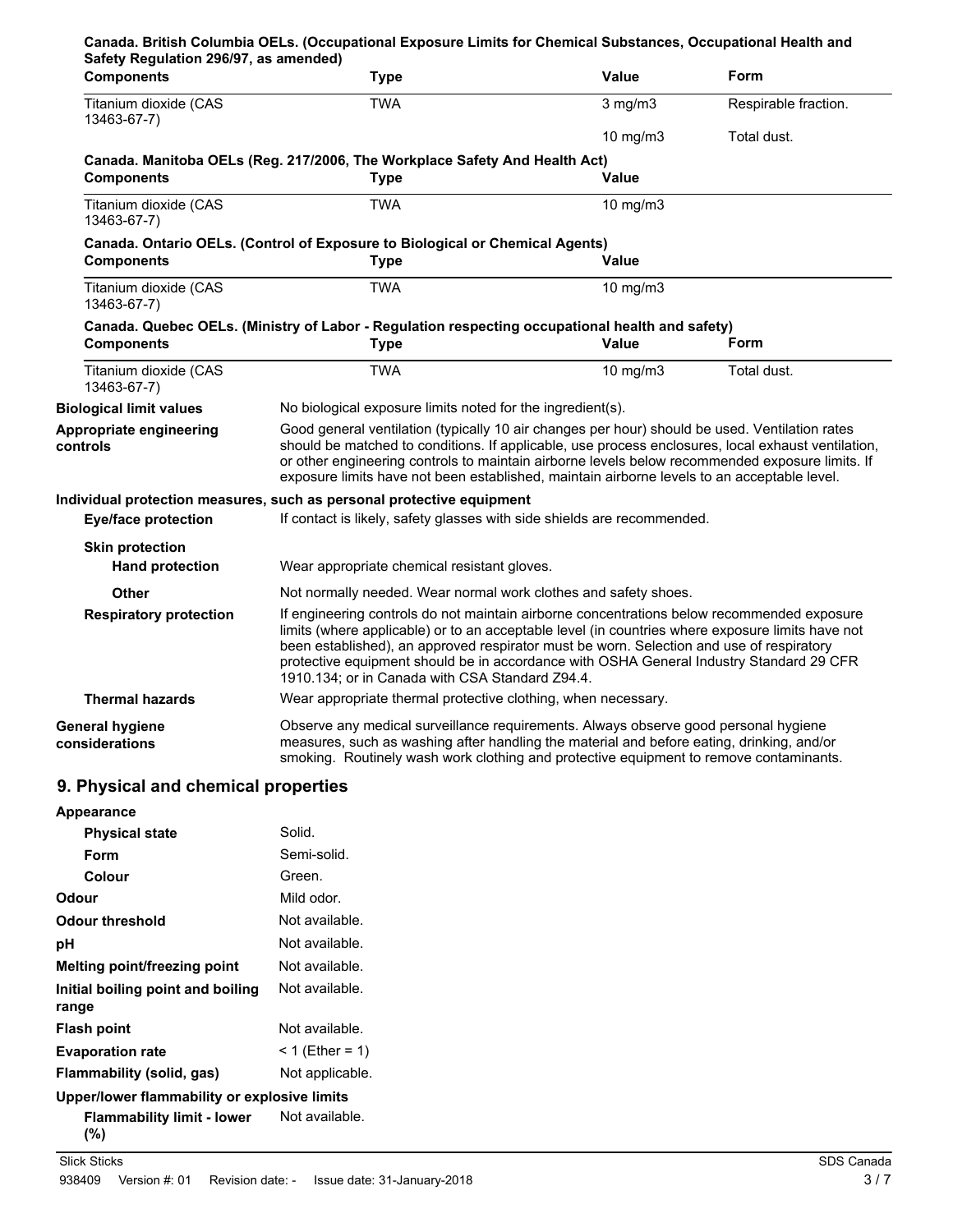**Canada. British Columbia OELs. (Occupational Exposure Limits for Chemical Substances, Occupational Health and Safety Regulation 296/97, as amended)**

| Components | Type | Value | Form |
|---|---|---|---|
| Titanium dioxide (CAS 13463-67-7) | TWA | 3 mg/m3 | Respirable fraction. |
| | | 10 mg/m3 | Total dust. |

**Canada. Manitoba OELs (Reg. 217/2006, The Workplace Safety And Health Act)**

| Components | Type | Value |
|---|---|---|
| Titanium dioxide (CAS 13463-67-7) | TWA | 10 mg/m3 |

**Canada. Ontario OELs. (Control of Exposure to Biological or Chemical Agents)**

| Components | Type | Value |
|---|---|---|
| Titanium dioxide (CAS 13463-67-7) | TWA | 10 mg/m3 |

**Canada. Quebec OELs. (Ministry of Labor - Regulation respecting occupational health and safety)**

| Components | Type | Value | Form |
|---|---|---|---|
| Titanium dioxide (CAS 13463-67-7) | TWA | 10 mg/m3 | Total dust. |

**Biological limit values** No biological exposure limits noted for the ingredient(s).

**Appropriate engineering controls** Good general ventilation (typically 10 air changes per hour) should be used. Ventilation rates should be matched to conditions. If applicable, use process enclosures, local exhaust ventilation, or other engineering controls to maintain airborne levels below recommended exposure limits. If exposure limits have not been established, maintain airborne levels to an acceptable level.

**Individual protection measures, such as personal protective equipment**

**Eye/face protection** If contact is likely, safety glasses with side shields are recommended.

**Skin protection**

**Hand protection** Wear appropriate chemical resistant gloves.

**Other** Not normally needed. Wear normal work clothes and safety shoes.

**Respiratory protection** If engineering controls do not maintain airborne concentrations below recommended exposure limits (where applicable) or to an acceptable level (in countries where exposure limits have not been established), an approved respirator must be worn. Selection and use of respiratory protective equipment should be in accordance with OSHA General Industry Standard 29 CFR 1910.134; or in Canada with CSA Standard Z94.4.

**Thermal hazards** Wear appropriate thermal protective clothing, when necessary.

**General hygiene considerations** Observe any medical surveillance requirements. Always observe good personal hygiene measures, such as washing after handling the material and before eating, drinking, and/or smoking. Routinely wash work clothing and protective equipment to remove contaminants.

## 9. Physical and chemical properties

**Appearance**

- **Physical state** Solid.
- **Form** Semi-solid.
- **Colour** Green.

**Odour** Mild odor.

**Odour threshold** Not available.

**pH** Not available.

**Melting point/freezing point** Not available.

**Initial boiling point and boiling range** Not available.

**Flash point** Not available.

**Evaporation rate** < 1 (Ether = 1)

**Flammability (solid, gas)** Not applicable.

**Upper/lower flammability or explosive limits**

**Flammability limit - lower (%)** Not available.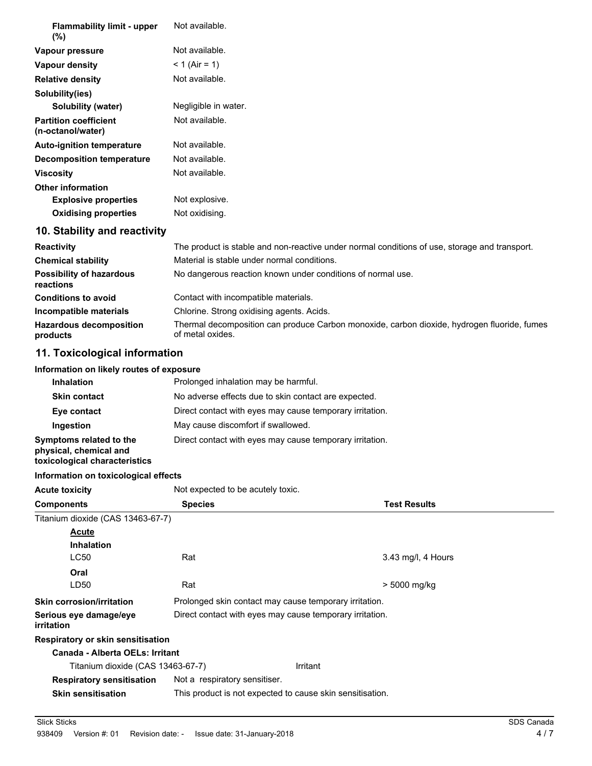| | |
|---|---|
| **Flammability limit - upper (%)** | Not available. |
| **Vapour pressure** | Not available. |
| **Vapour density** | < 1 (Air = 1) |
| **Relative density** | Not available. |
| **Solubility(ies)** | |
| **Solubility (water)** | Negligible in water. |
| **Partition coefficient (n-octanol/water)** | Not available. |
| **Auto-ignition temperature** | Not available. |
| **Decomposition temperature** | Not available. |
| **Viscosity** | Not available. |
| **Other information** | |
| **Explosive properties** | Not explosive. |
| **Oxidising properties** | Not oxidising. |

## 10. Stability and reactivity

| | |
|---|---|
| **Reactivity** | The product is stable and non-reactive under normal conditions of use, storage and transport. |
| **Chemical stability** | Material is stable under normal conditions. |
| **Possibility of hazardous reactions** | No dangerous reaction known under conditions of normal use. |
| **Conditions to avoid** | Contact with incompatible materials. |
| **Incompatible materials** | Chlorine. Strong oxidising agents. Acids. |
| **Hazardous decomposition products** | Thermal decomposition can produce Carbon monoxide, carbon dioxide, hydrogen fluoride, fumes of metal oxides. |

## 11. Toxicological information

**Information on likely routes of exposure**

| | |
|---|---|
| **Inhalation** | Prolonged inhalation may be harmful. |
| **Skin contact** | No adverse effects due to skin contact are expected. |
| **Eye contact** | Direct contact with eyes may cause temporary irritation. |
| **Ingestion** | May cause discomfort if swallowed. |
| **Symptoms related to the physical, chemical and toxicological characteristics** | Direct contact with eyes may cause temporary irritation. |

**Information on toxicological effects**

**Acute toxicity** Not expected to be acutely toxic.

| Components | Species | Test Results |
|---|---|---|
| Titanium dioxide (CAS 13463-67-7) | | |
| **Acute** | | |
| **Inhalation** | | |
| LC50 | Rat | 3.43 mg/l, 4 Hours |
| **Oral** | | |
| LD50 | Rat | > 5000 mg/kg |

| | |
|---|---|
| **Skin corrosion/irritation** | Prolonged skin contact may cause temporary irritation. |
| **Serious eye damage/eye irritation** | Direct contact with eyes may cause temporary irritation. |

**Respiratory or skin sensitisation**

**Canada - Alberta OELs: Irritant**

| | |
|---|---|
| Titanium dioxide (CAS 13463-67-7) | Irritant |

| | |
|---|---|
| **Respiratory sensitisation** | Not a respiratory sensitiser. |
| **Skin sensitisation** | This product is not expected to cause skin sensitisation. |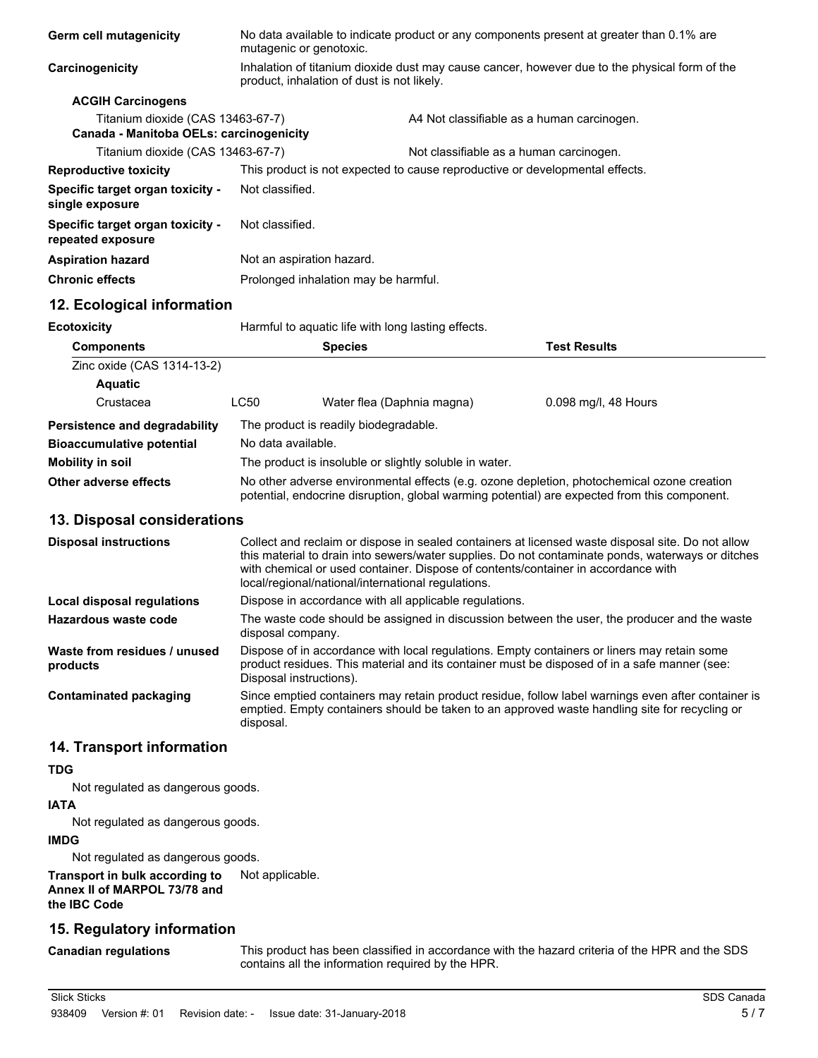**Germ cell mutagenicity** No data available to indicate product or any components present at greater than 0.1% are mutagenic or genotoxic.

**Carcinogenicity** Inhalation of titanium dioxide dust may cause cancer, however due to the physical form of the product, inhalation of dust is not likely.

**ACGIH Carcinogens**

| | |
|---|---|
| Titanium dioxide (CAS 13463-67-7) | A4 Not classifiable as a human carcinogen. |

**Canada - Manitoba OELs: carcinogenicity**

| | |
|---|---|
| Titanium dioxide (CAS 13463-67-7) | Not classifiable as a human carcinogen. |

**Reproductive toxicity** This product is not expected to cause reproductive or developmental effects.

**Specific target organ toxicity - single exposure** Not classified.

**Specific target organ toxicity - repeated exposure** Not classified.

**Aspiration hazard** Not an aspiration hazard.

**Chronic effects** Prolonged inhalation may be harmful.

## 12. Ecological information

**Ecotoxicity** Harmful to aquatic life with long lasting effects.

| Components | | Species | Test Results |
|---|---|---|---|
| Zinc oxide (CAS 1314-13-2) | | | |
| **Aquatic** | | | |
| Crustacea | LC50 | Water flea (Daphnia magna) | 0.098 mg/l, 48 Hours |

**Persistence and degradability** The product is readily biodegradable.

**Bioaccumulative potential** No data available.

**Mobility in soil** The product is insoluble or slightly soluble in water.

**Other adverse effects** No other adverse environmental effects (e.g. ozone depletion, photochemical ozone creation potential, endocrine disruption, global warming potential) are expected from this component.

## 13. Disposal considerations

**Disposal instructions** Collect and reclaim or dispose in sealed containers at licensed waste disposal site. Do not allow this material to drain into sewers/water supplies. Do not contaminate ponds, waterways or ditches with chemical or used container. Dispose of contents/container in accordance with local/regional/national/international regulations.

**Local disposal regulations** Dispose in accordance with all applicable regulations.

**Hazardous waste code** The waste code should be assigned in discussion between the user, the producer and the waste disposal company.

**Waste from residues / unused products** Dispose of in accordance with local regulations. Empty containers or liners may retain some product residues. This material and its container must be disposed of in a safe manner (see: Disposal instructions).

**Contaminated packaging** Since emptied containers may retain product residue, follow label warnings even after container is emptied. Empty containers should be taken to an approved waste handling site for recycling or disposal.

## 14. Transport information

**TDG**

Not regulated as dangerous goods.

**IATA**

Not regulated as dangerous goods.

**IMDG**

Not regulated as dangerous goods.

**Transport in bulk according to Annex II of MARPOL 73/78 and the IBC Code** Not applicable.

## 15. Regulatory information

**Canadian regulations** This product has been classified in accordance with the hazard criteria of the HPR and the SDS contains all the information required by the HPR.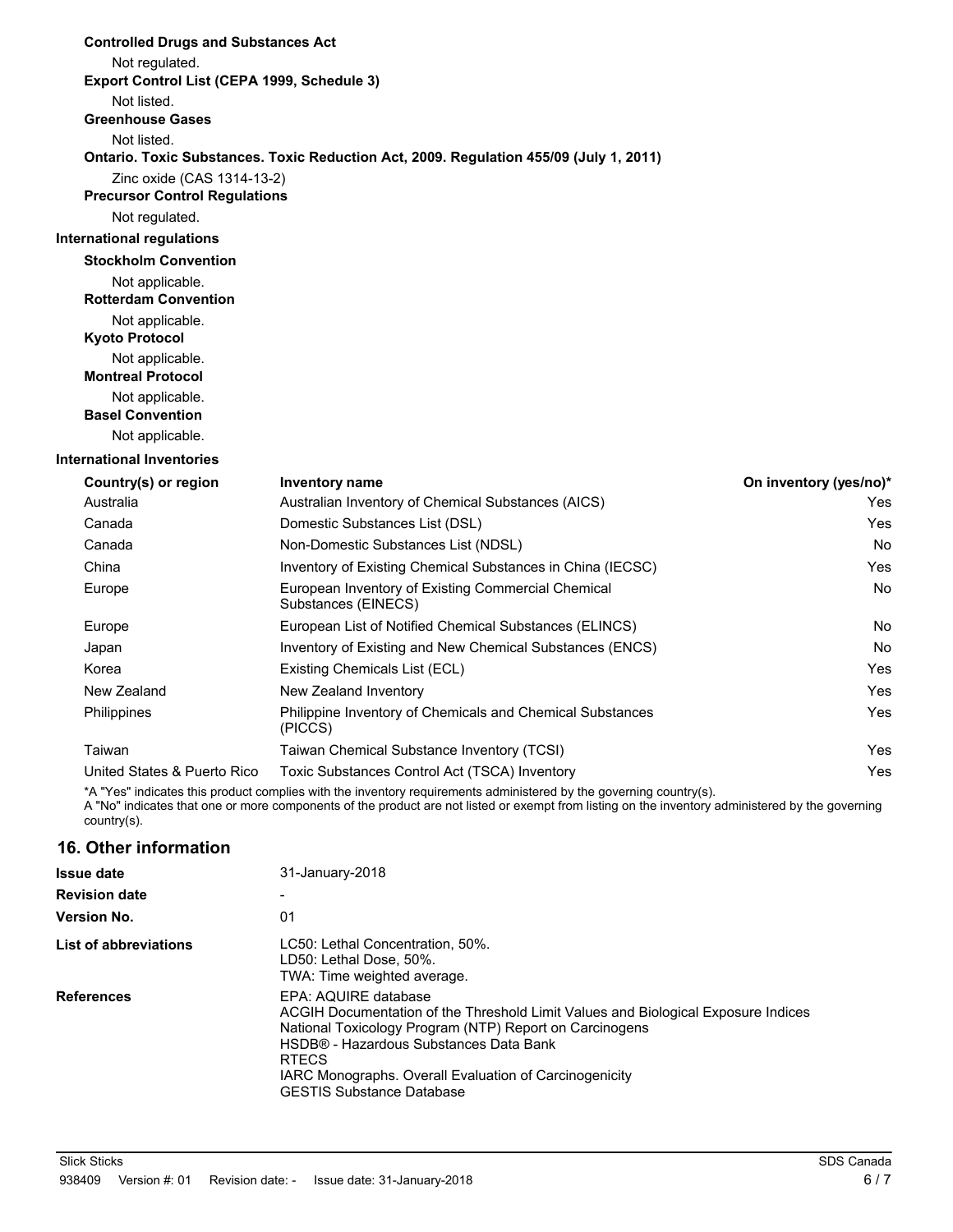**Controlled Drugs and Substances Act**

Not regulated.

**Export Control List (CEPA 1999, Schedule 3)**

Not listed.

**Greenhouse Gases**

Not listed.

**Ontario. Toxic Substances. Toxic Reduction Act, 2009. Regulation 455/09 (July 1, 2011)**

Zinc oxide (CAS 1314-13-2)

**Precursor Control Regulations**

Not regulated.

**International regulations**

**Stockholm Convention**

Not applicable.

**Rotterdam Convention**

Not applicable.

**Kyoto Protocol**

Not applicable.

**Montreal Protocol**

Not applicable.

**Basel Convention**

Not applicable.

**International Inventories**

| Country(s) or region | Inventory name | On inventory (yes/no)* |
|---|---|---|
| Australia | Australian Inventory of Chemical Substances (AICS) | Yes |
| Canada | Domestic Substances List (DSL) | Yes |
| Canada | Non-Domestic Substances List (NDSL) | No |
| China | Inventory of Existing Chemical Substances in China (IECSC) | Yes |
| Europe | European Inventory of Existing Commercial Chemical Substances (EINECS) | No |
| Europe | European List of Notified Chemical Substances (ELINCS) | No |
| Japan | Inventory of Existing and New Chemical Substances (ENCS) | No |
| Korea | Existing Chemicals List (ECL) | Yes |
| New Zealand | New Zealand Inventory | Yes |
| Philippines | Philippine Inventory of Chemicals and Chemical Substances (PICCS) | Yes |
| Taiwan | Taiwan Chemical Substance Inventory (TCSI) | Yes |
| United States & Puerto Rico | Toxic Substances Control Act (TSCA) Inventory | Yes |

*A "Yes" indicates this product complies with the inventory requirements administered by the governing country(s).
A "No" indicates that one or more components of the product are not listed or exempt from listing on the inventory administered by the governing country(s).

## 16. Other information

**Issue date** 31-January-2018

**Revision date** -

**Version No.** 01

**List of abbreviations**
LC50: Lethal Concentration, 50%.
LD50: Lethal Dose, 50%.
TWA: Time weighted average.

**References**
EPA: AQUIRE database
ACGIH Documentation of the Threshold Limit Values and Biological Exposure Indices
National Toxicology Program (NTP) Report on Carcinogens
HSDB® - Hazardous Substances Data Bank
RTECS
IARC Monographs. Overall Evaluation of Carcinogenicity
GESTIS Substance Database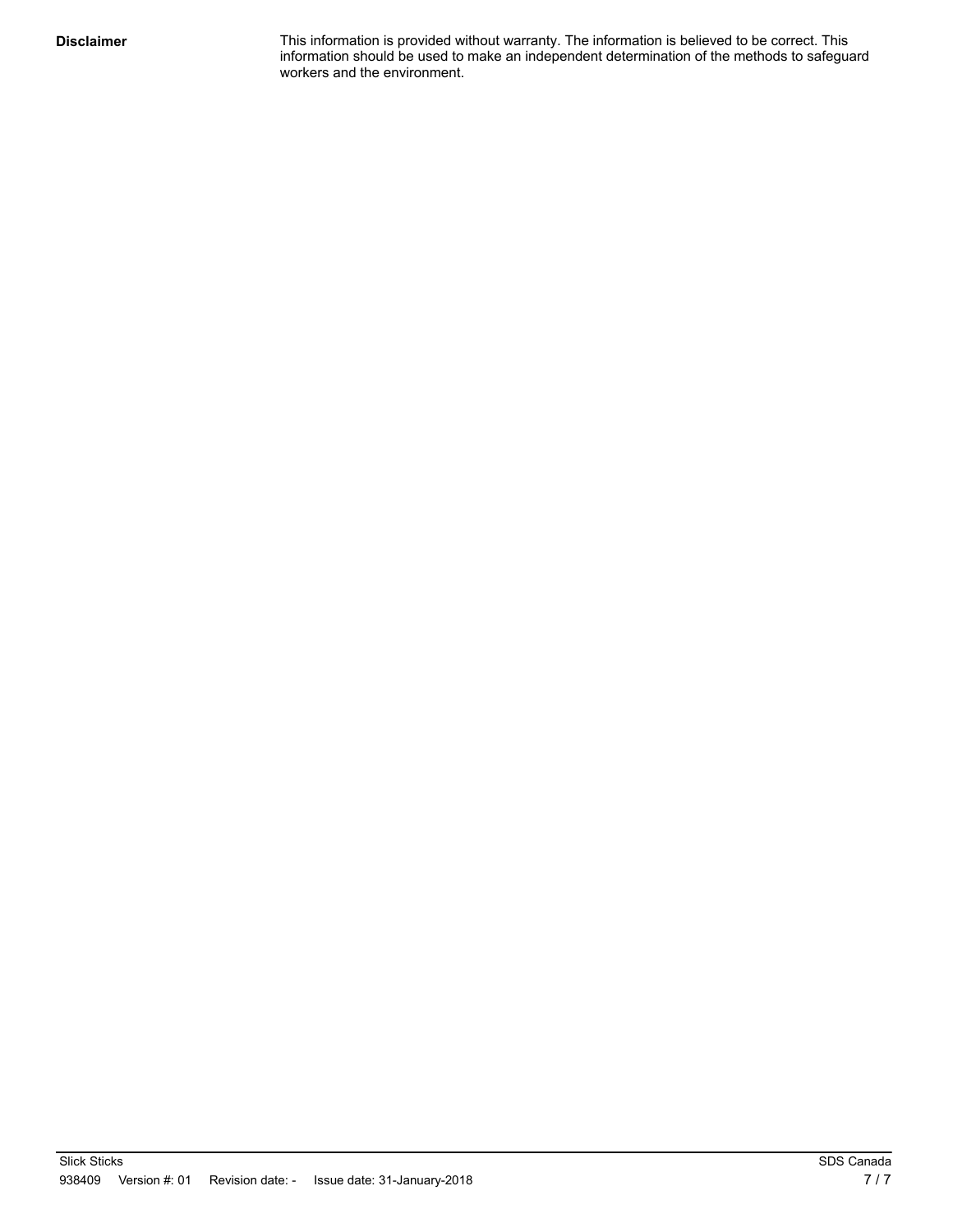**Disclaimer**

This information is provided without warranty. The information is believed to be correct. This information should be used to make an independent determination of the methods to safeguard workers and the environment.